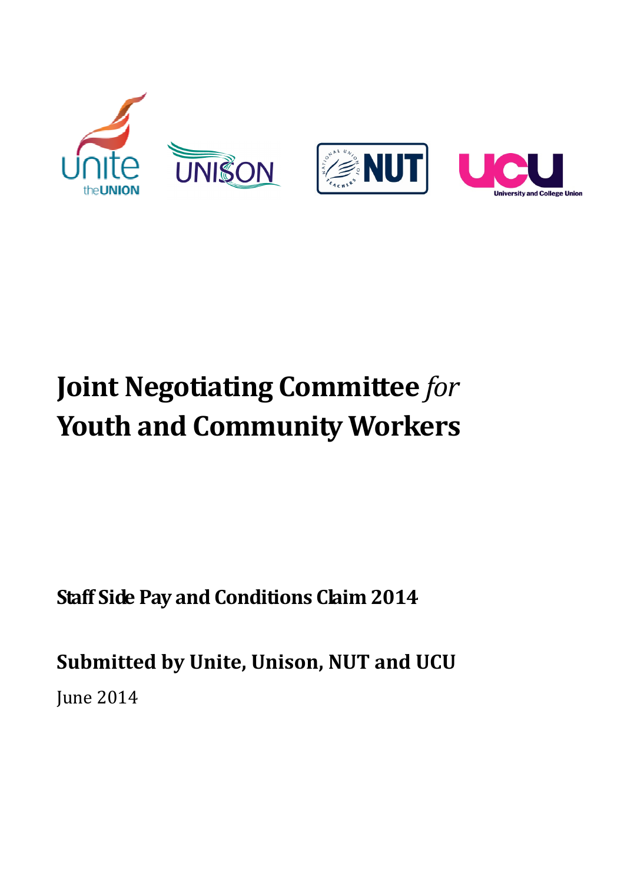# Joint Negotiating Committee *for* Youth and Community Workers

**Staff Side Pay and Conditions Claim 2014**

**Submitted by Unite, Unison, NUT and UCU**

June 2014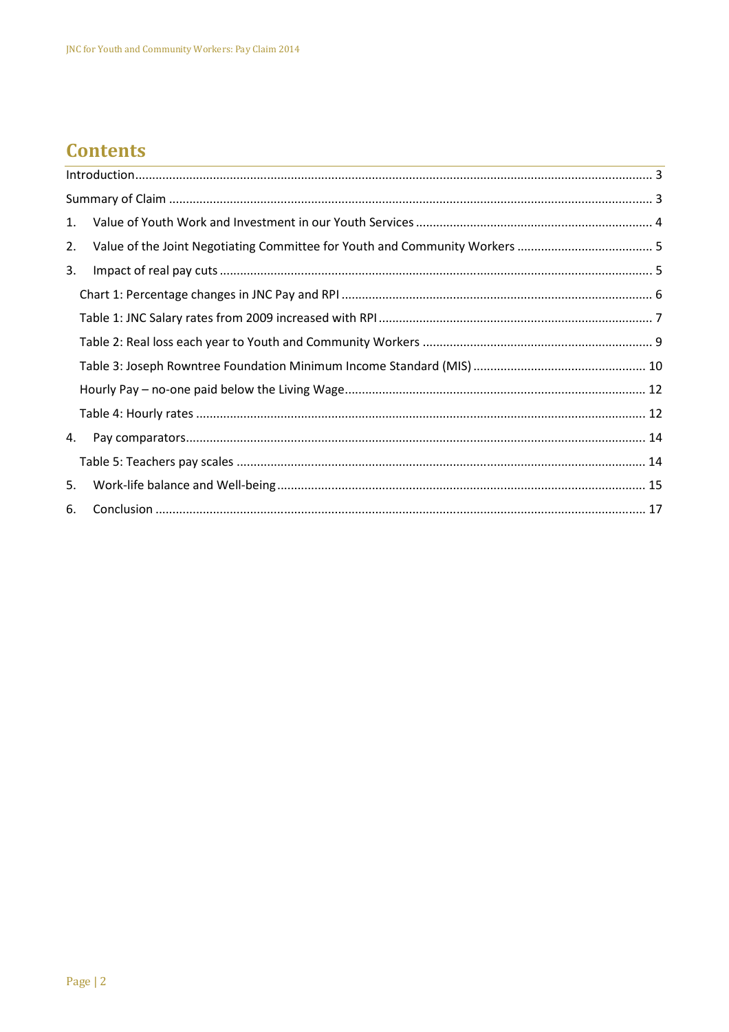# Contents

Introduction ..... 3

Summary of Claim ..... 3

1. Value of Youth Work and Investment in our Youth Services ..... 4
2. Value of the Joint Negotiating Committee for Youth and Community Workers ..... 5
3. Impact of real pay cuts ..... 5
   - Chart 1: Percentage changes in JNC Pay and RPI ..... 6
   - Table 1: JNC Salary rates from 2009 increased with RPI ..... 7
   - Table 2: Real loss each year to Youth and Community Workers ..... 9
   - Table 3: Joseph Rowntree Foundation Minimum Income Standard (MIS) ..... 10
   - Hourly Pay – no-one paid below the Living Wage ..... 12
   - Table 4: Hourly rates ..... 12
4. Pay comparators ..... 14
   - Table 5: Teachers pay scales ..... 14
5. Work-life balance and Well-being ..... 15
6. Conclusion ..... 17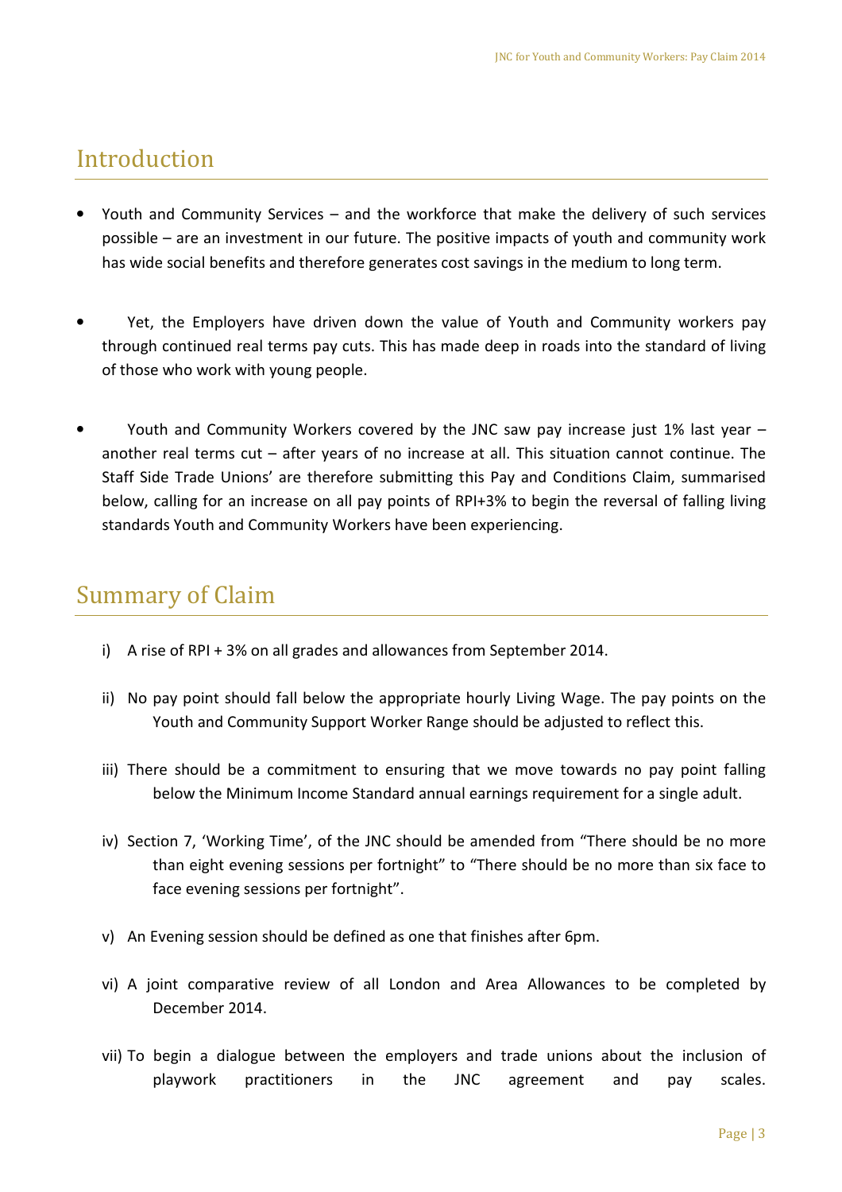## Introduction

- Youth and Community Services – and the workforce that make the delivery of such services possible – are an investment in our future. The positive impacts of youth and community work has wide social benefits and therefore generates cost savings in the medium to long term.

- Yet, the Employers have driven down the value of Youth and Community workers pay through continued real terms pay cuts. This has made deep in roads into the standard of living of those who work with young people.

- Youth and Community Workers covered by the JNC saw pay increase just 1% last year – another real terms cut – after years of no increase at all. This situation cannot continue. The Staff Side Trade Unions' are therefore submitting this Pay and Conditions Claim, summarised below, calling for an increase on all pay points of RPI+3% to begin the reversal of falling living standards Youth and Community Workers have been experiencing.

## Summary of Claim

i) A rise of RPI + 3% on all grades and allowances from September 2014.

ii) No pay point should fall below the appropriate hourly Living Wage. The pay points on the Youth and Community Support Worker Range should be adjusted to reflect this.

iii) There should be a commitment to ensuring that we move towards no pay point falling below the Minimum Income Standard annual earnings requirement for a single adult.

iv) Section 7, 'Working Time', of the JNC should be amended from "There should be no more than eight evening sessions per fortnight" to "There should be no more than six face to face evening sessions per fortnight".

v) An Evening session should be defined as one that finishes after 6pm.

vi) A joint comparative review of all London and Area Allowances to be completed by December 2014.

vii) To begin a dialogue between the employers and trade unions about the inclusion of playwork practitioners in the JNC agreement and pay scales.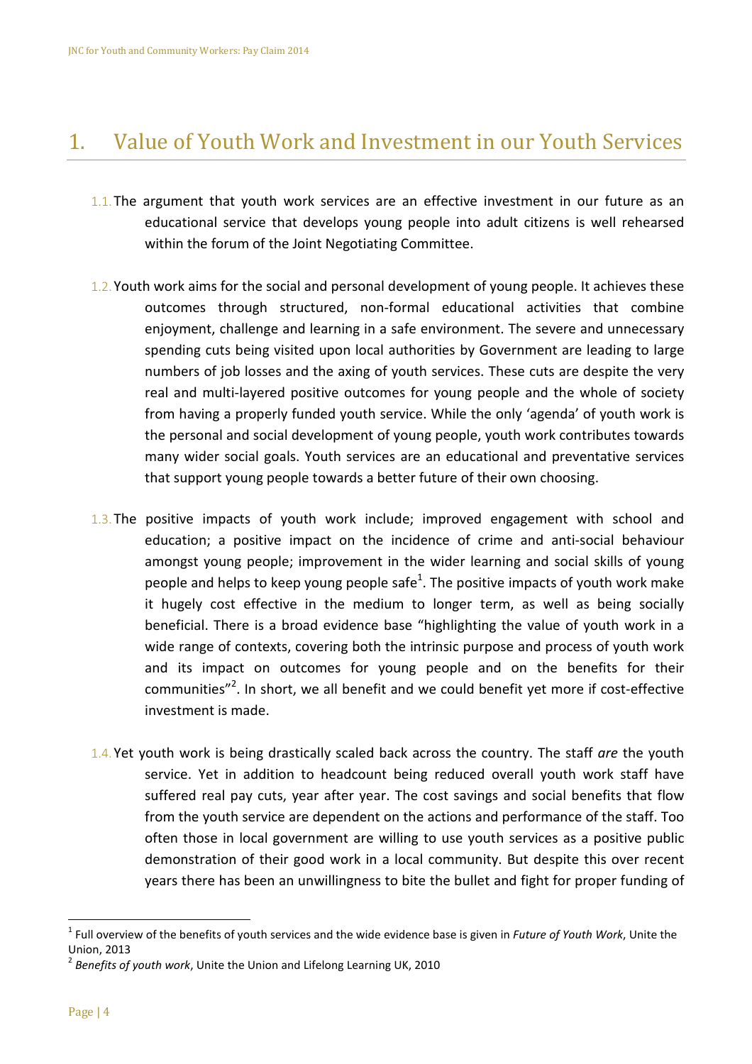# 1. Value of Youth Work and Investment in our Youth Services

1.1. The argument that youth work services are an effective investment in our future as an educational service that develops young people into adult citizens is well rehearsed within the forum of the Joint Negotiating Committee.

1.2. Youth work aims for the social and personal development of young people. It achieves these outcomes through structured, non-formal educational activities that combine enjoyment, challenge and learning in a safe environment. The severe and unnecessary spending cuts being visited upon local authorities by Government are leading to large numbers of job losses and the axing of youth services. These cuts are despite the very real and multi-layered positive outcomes for young people and the whole of society from having a properly funded youth service. While the only 'agenda' of youth work is the personal and social development of young people, youth work contributes towards many wider social goals. Youth services are an educational and preventative services that support young people towards a better future of their own choosing.

1.3. The positive impacts of youth work include; improved engagement with school and education; a positive impact on the incidence of crime and anti-social behaviour amongst young people; improvement in the wider learning and social skills of young people and helps to keep young people safe[1]. The positive impacts of youth work make it hugely cost effective in the medium to longer term, as well as being socially beneficial. There is a broad evidence base "highlighting the value of youth work in a wide range of contexts, covering both the intrinsic purpose and process of youth work and its impact on outcomes for young people and on the benefits for their communities"[2]. In short, we all benefit and we could benefit yet more if cost-effective investment is made.

1.4. Yet youth work is being drastically scaled back across the country. The staff *are* the youth service. Yet in addition to headcount being reduced overall youth work staff have suffered real pay cuts, year after year. The cost savings and social benefits that flow from the youth service are dependent on the actions and performance of the staff. Too often those in local government are willing to use youth services as a positive public demonstration of their good work in a local community. But despite this over recent years there has been an unwillingness to bite the bullet and fight for proper funding of

---

[1] Full overview of the benefits of youth services and the wide evidence base is given in *Future of Youth Work*, Unite the Union, 2013

[2] *Benefits of youth work*, Unite the Union and Lifelong Learning UK, 2010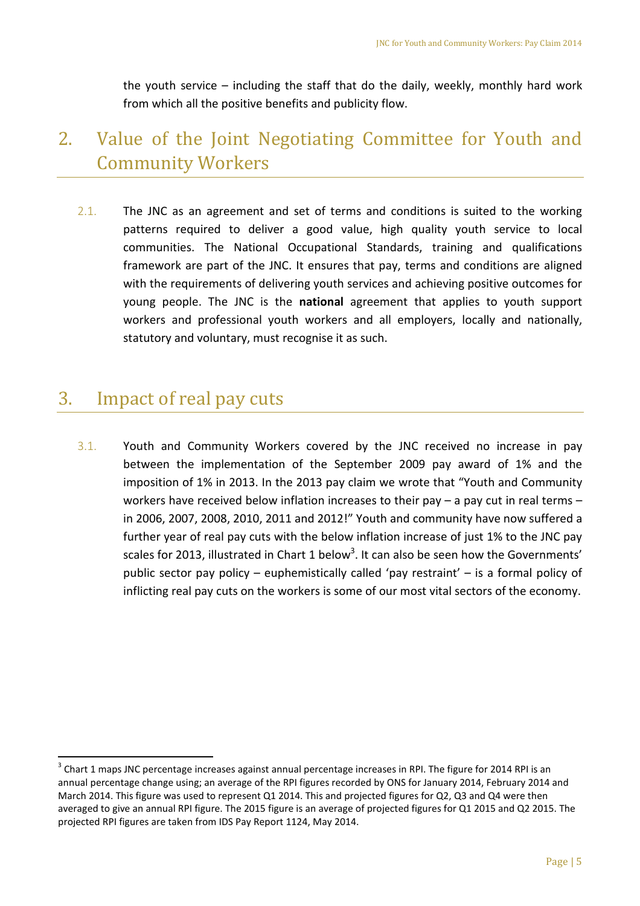the youth service – including the staff that do the daily, weekly, monthly hard work from which all the positive benefits and publicity flow.

## 2. Value of the Joint Negotiating Committee for Youth and Community Workers

2.1. The JNC as an agreement and set of terms and conditions is suited to the working patterns required to deliver a good value, high quality youth service to local communities. The National Occupational Standards, training and qualifications framework are part of the JNC. It ensures that pay, terms and conditions are aligned with the requirements of delivering youth services and achieving positive outcomes for young people. The JNC is the **national** agreement that applies to youth support workers and professional youth workers and all employers, locally and nationally, statutory and voluntary, must recognise it as such.

## 3. Impact of real pay cuts

3.1. Youth and Community Workers covered by the JNC received no increase in pay between the implementation of the September 2009 pay award of 1% and the imposition of 1% in 2013. In the 2013 pay claim we wrote that "Youth and Community workers have received below inflation increases to their pay – a pay cut in real terms – in 2006, 2007, 2008, 2010, 2011 and 2012!" Youth and community have now suffered a further year of real pay cuts with the below inflation increase of just 1% to the JNC pay scales for 2013, illustrated in Chart 1 below[3]. It can also be seen how the Governments' public sector pay policy – euphemistically called 'pay restraint' – is a formal policy of inflicting real pay cuts on the workers is some of our most vital sectors of the economy.

[3] Chart 1 maps JNC percentage increases against annual percentage increases in RPI. The figure for 2014 RPI is an annual percentage change using; an average of the RPI figures recorded by ONS for January 2014, February 2014 and March 2014. This figure was used to represent Q1 2014. This and projected figures for Q2, Q3 and Q4 were then averaged to give an annual RPI figure. The 2015 figure is an average of projected figures for Q1 2015 and Q2 2015. The projected RPI figures are taken from IDS Pay Report 1124, May 2014.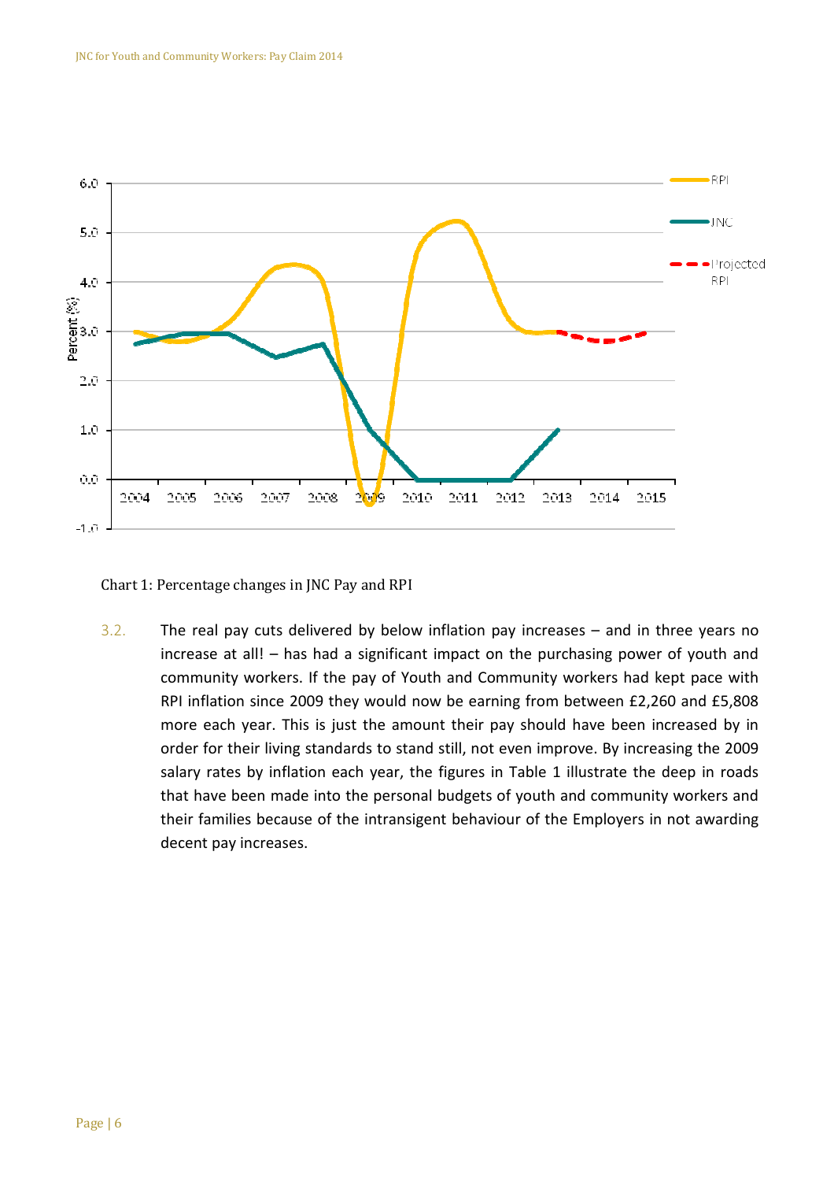Chart 1: Percentage changes in JNC Pay and RPI

3.2. The real pay cuts delivered by below inflation pay increases – and in three years no increase at all! – has had a significant impact on the purchasing power of youth and community workers. If the pay of Youth and Community workers had kept pace with RPI inflation since 2009 they would now be earning from between £2,260 and £5,808 more each year. This is just the amount their pay should have been increased by in order for their living standards to stand still, not even improve. By increasing the 2009 salary rates by inflation each year, the figures in Table 1 illustrate the deep in roads that have been made into the personal budgets of youth and community workers and their families because of the intransigent behaviour of the Employers in not awarding decent pay increases.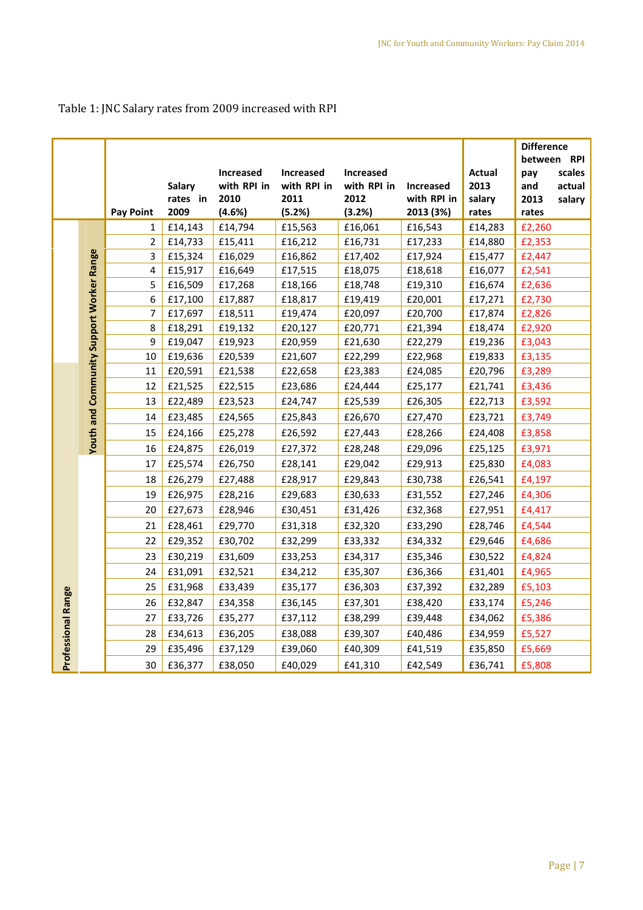Table 1: JNC Salary rates from 2009 increased with RPI

| | | Pay Point | Salary rates in 2009 | Increased with RPI in 2010 (4.6%) | Increased with RPI in 2011 (5.2%) | Increased with RPI in 2012 (3.2%) | Increased with RPI in 2013 (3%) | Actual 2013 salary rates | Difference between RPI pay scales and actual 2013 salary rates |
|---|---|---|---|---|---|---|---|---|---|
| | Youth and Community Support Worker Range | 1 | £14,143 | £14,794 | £15,563 | £16,061 | £16,543 | £14,283 | £2,260 |
| | | 2 | £14,733 | £15,411 | £16,212 | £16,731 | £17,233 | £14,880 | £2,353 |
| | | 3 | £15,324 | £16,029 | £16,862 | £17,402 | £17,924 | £15,477 | £2,447 |
| | | 4 | £15,917 | £16,649 | £17,515 | £18,075 | £18,618 | £16,077 | £2,541 |
| | | 5 | £16,509 | £17,268 | £18,166 | £18,748 | £19,310 | £16,674 | £2,636 |
| | | 6 | £17,100 | £17,887 | £18,817 | £19,419 | £20,001 | £17,271 | £2,730 |
| | | 7 | £17,697 | £18,511 | £19,474 | £20,097 | £20,700 | £17,874 | £2,826 |
| | | 8 | £18,291 | £19,132 | £20,127 | £20,771 | £21,394 | £18,474 | £2,920 |
| | | 9 | £19,047 | £19,923 | £20,959 | £21,630 | £22,279 | £19,236 | £3,043 |
| | | 10 | £19,636 | £20,539 | £21,607 | £22,299 | £22,968 | £19,833 | £3,135 |
| Professional Range | | 11 | £20,591 | £21,538 | £22,658 | £23,383 | £24,085 | £20,796 | £3,289 |
| | | 12 | £21,525 | £22,515 | £23,686 | £24,444 | £25,177 | £21,741 | £3,436 |
| | | 13 | £22,489 | £23,523 | £24,747 | £25,539 | £26,305 | £22,713 | £3,592 |
| | | 14 | £23,485 | £24,565 | £25,843 | £26,670 | £27,470 | £23,721 | £3,749 |
| | | 15 | £24,166 | £25,278 | £26,592 | £27,443 | £28,266 | £24,408 | £3,858 |
| | | 16 | £24,875 | £26,019 | £27,372 | £28,248 | £29,096 | £25,125 | £3,971 |
| | | 17 | £25,574 | £26,750 | £28,141 | £29,042 | £29,913 | £25,830 | £4,083 |
| | | 18 | £26,279 | £27,488 | £28,917 | £29,843 | £30,738 | £26,541 | £4,197 |
| | | 19 | £26,975 | £28,216 | £29,683 | £30,633 | £31,552 | £27,246 | £4,306 |
| | | 20 | £27,673 | £28,946 | £30,451 | £31,426 | £32,368 | £27,951 | £4,417 |
| | | 21 | £28,461 | £29,770 | £31,318 | £32,320 | £33,290 | £28,746 | £4,544 |
| | | 22 | £29,352 | £30,702 | £32,299 | £33,332 | £34,332 | £29,646 | £4,686 |
| | | 23 | £30,219 | £31,609 | £33,253 | £34,317 | £35,346 | £30,522 | £4,824 |
| | | 24 | £31,091 | £32,521 | £34,212 | £35,307 | £36,366 | £31,401 | £4,965 |
| | | 25 | £31,968 | £33,439 | £35,177 | £36,303 | £37,392 | £32,289 | £5,103 |
| | | 26 | £32,847 | £34,358 | £36,145 | £37,301 | £38,420 | £33,174 | £5,246 |
| | | 27 | £33,726 | £35,277 | £37,112 | £38,299 | £39,448 | £34,062 | £5,386 |
| | | 28 | £34,613 | £36,205 | £38,088 | £39,307 | £40,486 | £34,959 | £5,527 |
| | | 29 | £35,496 | £37,129 | £39,060 | £40,309 | £41,519 | £35,850 | £5,669 |
| | | 30 | £36,377 | £38,050 | £40,029 | £41,310 | £42,549 | £36,741 | £5,808 |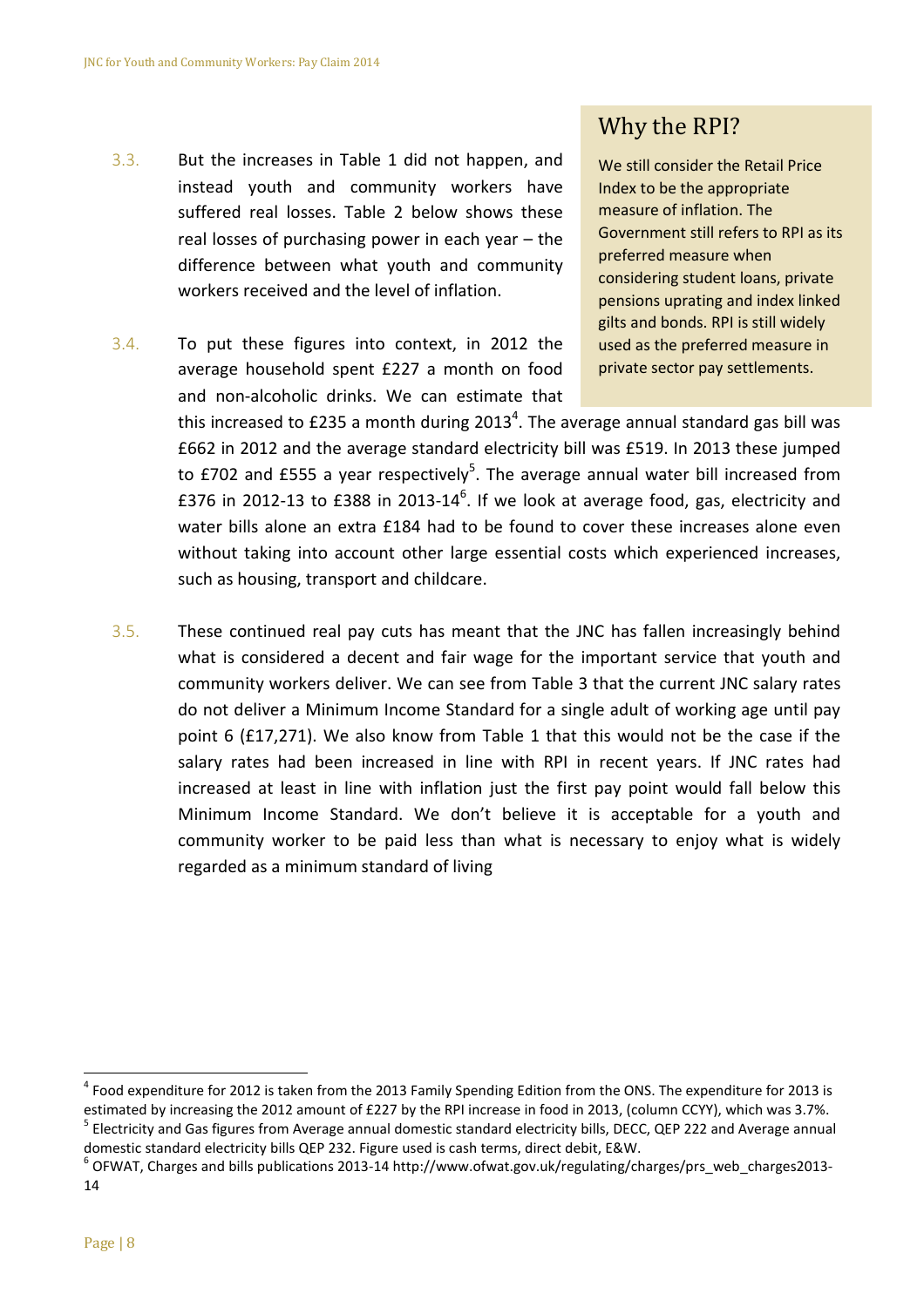3.3. But the increases in Table 1 did not happen, and instead youth and community workers have suffered real losses. Table 2 below shows these real losses of purchasing power in each year – the difference between what youth and community workers received and the level of inflation.

3.4. To put these figures into context, in 2012 the average household spent £227 a month on food and non-alcoholic drinks. We can estimate that this increased to £235 a month during 2013[4]. The average annual standard gas bill was £662 in 2012 and the average standard electricity bill was £519. In 2013 these jumped to £702 and £555 a year respectively[5]. The average annual water bill increased from £376 in 2012-13 to £388 in 2013-14[6]. If we look at average food, gas, electricity and water bills alone an extra £184 had to be found to cover these increases alone even without taking into account other large essential costs which experienced increases, such as housing, transport and childcare.

## Why the RPI?

We still consider the Retail Price Index to be the appropriate measure of inflation. The Government still refers to RPI as its preferred measure when considering student loans, private pensions uprating and index linked gilts and bonds. RPI is still widely used as the preferred measure in private sector pay settlements.

3.5. These continued real pay cuts has meant that the JNC has fallen increasingly behind what is considered a decent and fair wage for the important service that youth and community workers deliver. We can see from Table 3 that the current JNC salary rates do not deliver a Minimum Income Standard for a single adult of working age until pay point 6 (£17,271). We also know from Table 1 that this would not be the case if the salary rates had been increased in line with RPI in recent years. If JNC rates had increased at least in line with inflation just the first pay point would fall below this Minimum Income Standard. We don't believe it is acceptable for a youth and community worker to be paid less than what is necessary to enjoy what is widely regarded as a minimum standard of living

---

[4] Food expenditure for 2012 is taken from the 2013 Family Spending Edition from the ONS. The expenditure for 2013 is estimated by increasing the 2012 amount of £227 by the RPI increase in food in 2013, (column CCYY), which was 3.7%.

[5] Electricity and Gas figures from Average annual domestic standard electricity bills, DECC, QEP 222 and Average annual domestic standard electricity bills QEP 232. Figure used is cash terms, direct debit, E&W.

[6] OFWAT, Charges and bills publications 2013-14 http://www.ofwat.gov.uk/regulating/charges/prs_web_charges2013-14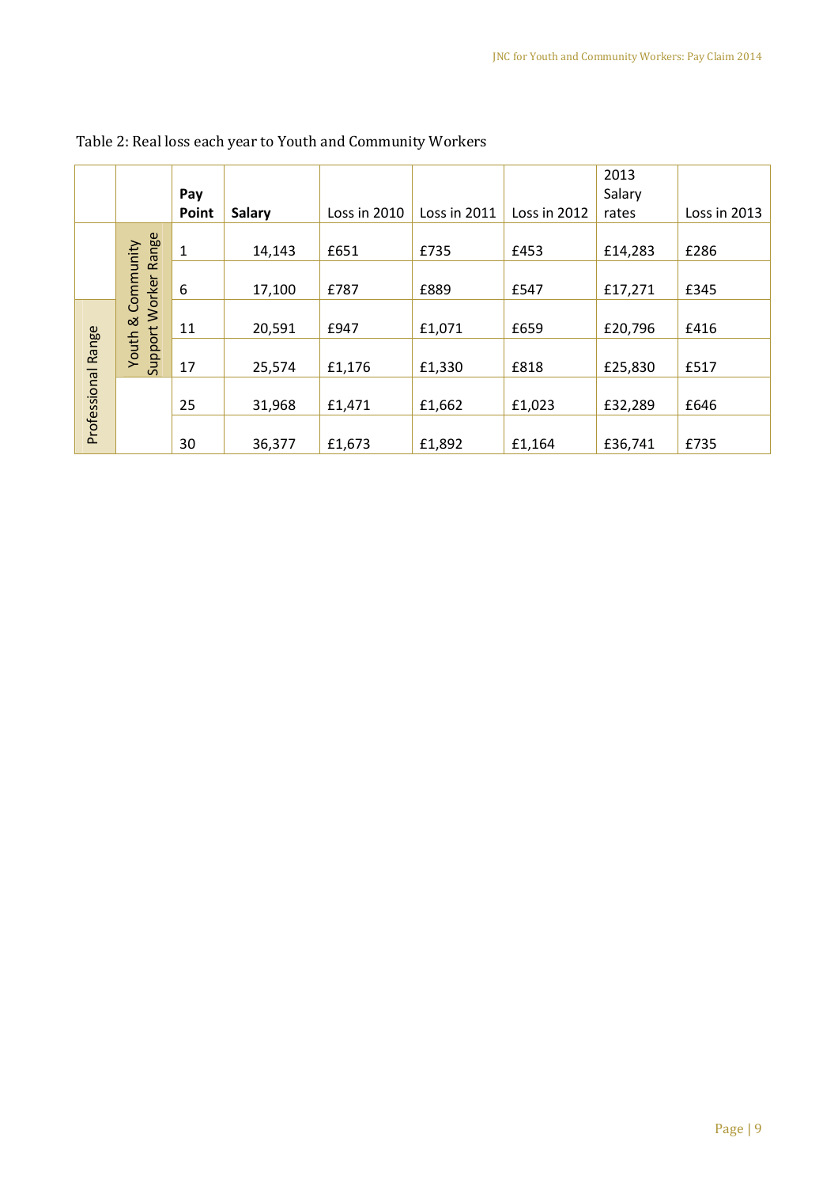Table 2: Real loss each year to Youth and Community Workers

| | | Pay Point | Salary | Loss in 2010 | Loss in 2011 | Loss in 2012 | 2013 Salary rates | Loss in 2013 |
|---|---|---|---|---|---|---|---|---|
| | Youth & Community Support Worker Range | 1 | 14,143 | £651 | £735 | £453 | £14,283 | £286 |
| | Youth & Community Support Worker Range | 6 | 17,100 | £787 | £889 | £547 | £17,271 | £345 |
| Professional Range | Youth & Community Support Worker Range | 11 | 20,591 | £947 | £1,071 | £659 | £20,796 | £416 |
| Professional Range | Youth & Community Support Worker Range | 17 | 25,574 | £1,176 | £1,330 | £818 | £25,830 | £517 |
| Professional Range | | 25 | 31,968 | £1,471 | £1,662 | £1,023 | £32,289 | £646 |
| Professional Range | | 30 | 36,377 | £1,673 | £1,892 | £1,164 | £36,741 | £735 |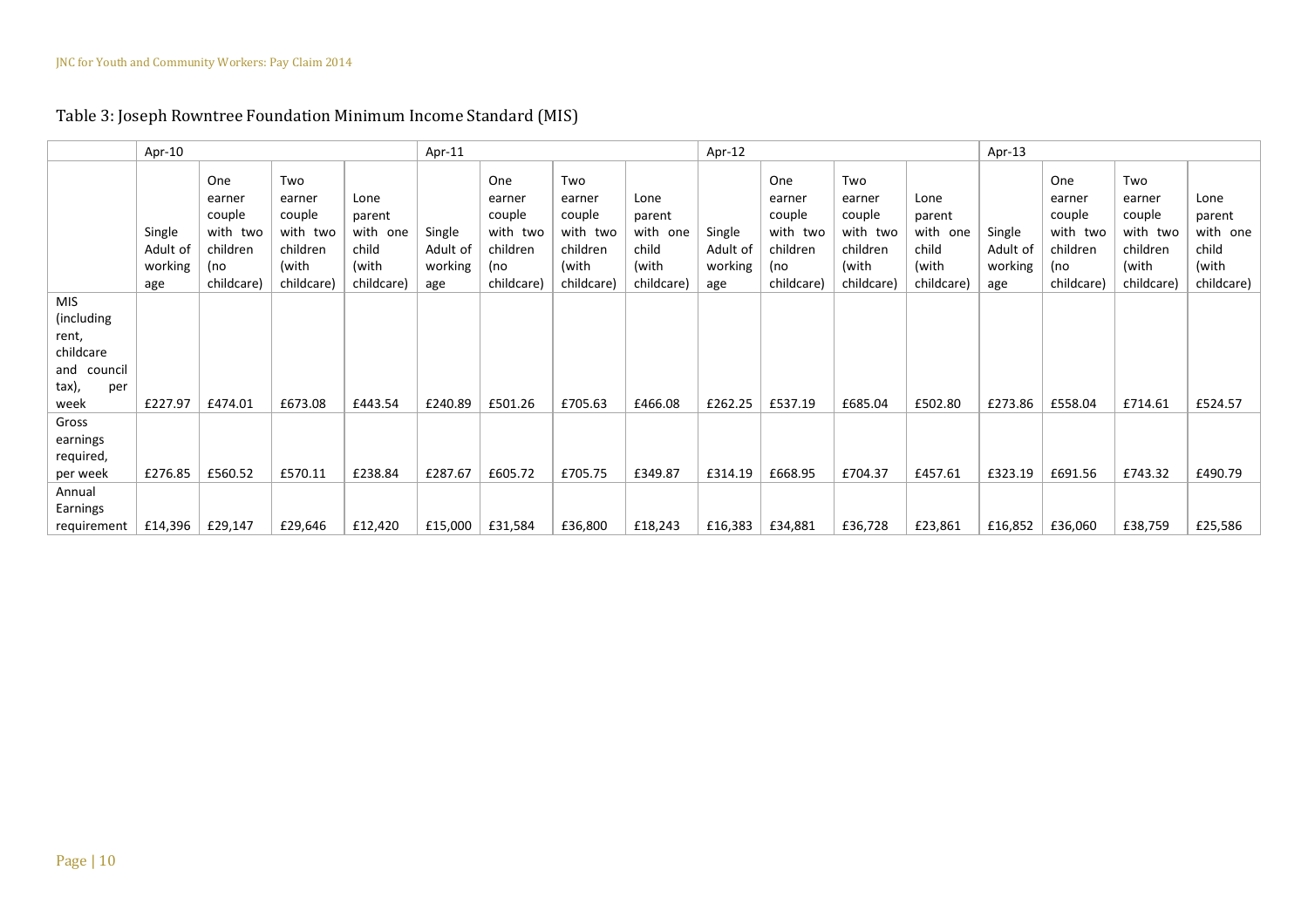## Table 3: Joseph Rowntree Foundation Minimum Income Standard (MIS)

| | Apr-10 | | | | Apr-11 | | | | Apr-12 | | | | Apr-13 | | | |
|---|---|---|---|---|---|---|---|---|---|---|---|---|---|---|---|---|
| | Single Adult of working age | One earner couple with two children (no childcare) | Two earner couple with two children (with childcare) | Lone parent with one child (with childcare) | Single Adult of working age | One earner couple with two children (no childcare) | Two earner couple with two children (with childcare) | Lone parent with one child (with childcare) | Single Adult of working age | One earner couple with two children (no childcare) | Two earner couple with two children (with childcare) | Lone parent with one child (with childcare) | Single Adult of working age | One earner couple with two children (no childcare) | Two earner couple with two children (with childcare) | Lone parent with one child (with childcare) |
| MIS (including rent, childcare and council tax), per week | £227.97 | £474.01 | £673.08 | £443.54 | £240.89 | £501.26 | £705.63 | £466.08 | £262.25 | £537.19 | £685.04 | £502.80 | £273.86 | £558.04 | £714.61 | £524.57 |
| Gross earnings required, per week | £276.85 | £560.52 | £570.11 | £238.84 | £287.67 | £605.72 | £705.75 | £349.87 | £314.19 | £668.95 | £704.37 | £457.61 | £323.19 | £691.56 | £743.32 | £490.79 |
| Annual Earnings requirement | £14,396 | £29,147 | £29,646 | £12,420 | £15,000 | £31,584 | £36,800 | £18,243 | £16,383 | £34,881 | £36,728 | £23,861 | £16,852 | £36,060 | £38,759 | £25,586 |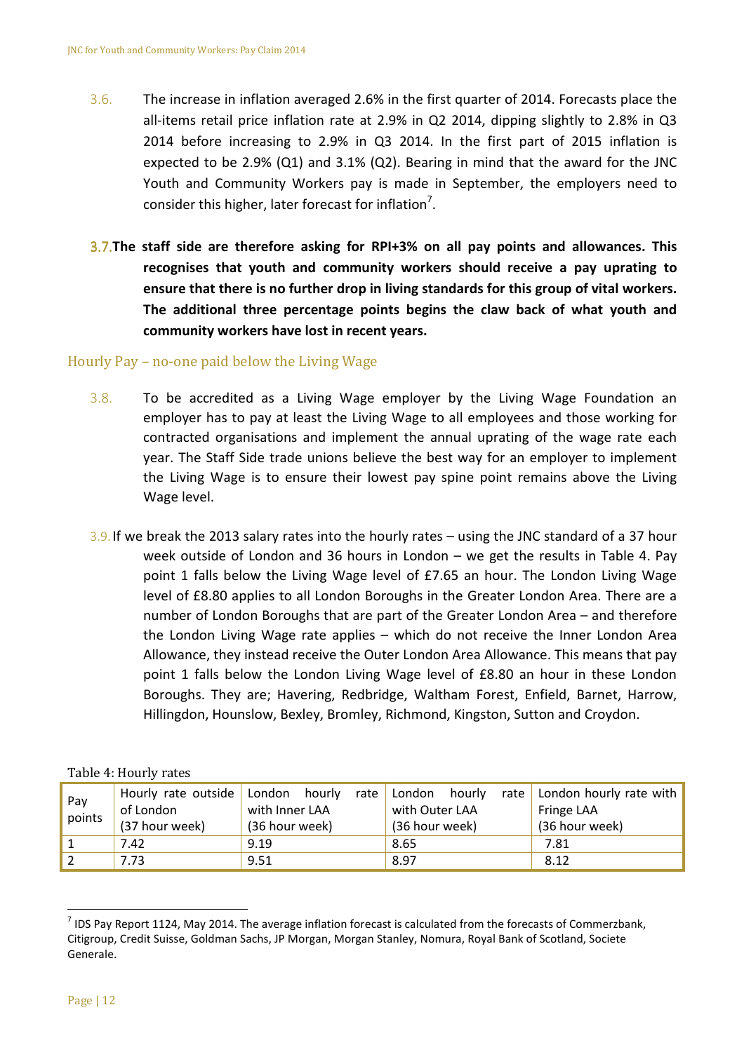3.6. The increase in inflation averaged 2.6% in the first quarter of 2014. Forecasts place the all-items retail price inflation rate at 2.9% in Q2 2014, dipping slightly to 2.8% in Q3 2014 before increasing to 2.9% in Q3 2014. In the first part of 2015 inflation is expected to be 2.9% (Q1) and 3.1% (Q2). Bearing in mind that the award for the JNC Youth and Community Workers pay is made in September, the employers need to consider this higher, later forecast for inflation[7].

**3.7. The staff side are therefore asking for RPI+3% on all pay points and allowances. This recognises that youth and community workers should receive a pay uprating to ensure that there is no further drop in living standards for this group of vital workers. The additional three percentage points begins the claw back of what youth and community workers have lost in recent years.**

## Hourly Pay – no-one paid below the Living Wage

3.8. To be accredited as a Living Wage employer by the Living Wage Foundation an employer has to pay at least the Living Wage to all employees and those working for contracted organisations and implement the annual uprating of the wage rate each year. The Staff Side trade unions believe the best way for an employer to implement the Living Wage is to ensure their lowest pay spine point remains above the Living Wage level.

3.9. If we break the 2013 salary rates into the hourly rates – using the JNC standard of a 37 hour week outside of London and 36 hours in London – we get the results in Table 4. Pay point 1 falls below the Living Wage level of £7.65 an hour. The London Living Wage level of £8.80 applies to all London Boroughs in the Greater London Area. There are a number of London Boroughs that are part of the Greater London Area – and therefore the London Living Wage rate applies – which do not receive the Inner London Area Allowance, they instead receive the Outer London Area Allowance. This means that pay point 1 falls below the London Living Wage level of £8.80 an hour in these London Boroughs. They are; Havering, Redbridge, Waltham Forest, Enfield, Barnet, Harrow, Hillingdon, Hounslow, Bexley, Bromley, Richmond, Kingston, Sutton and Croydon.

Table 4: Hourly rates

| Pay points | Hourly rate outside of London (37 hour week) | London hourly rate with Inner LAA (36 hour week) | London hourly rate with Outer LAA (36 hour week) | London hourly rate with Fringe LAA (36 hour week) |
|---|---|---|---|---|
| 1 | 7.42 | 9.19 | 8.65 | 7.81 |
| 2 | 7.73 | 9.51 | 8.97 | 8.12 |

[7] IDS Pay Report 1124, May 2014. The average inflation forecast is calculated from the forecasts of Commerzbank, Citigroup, Credit Suisse, Goldman Sachs, JP Morgan, Morgan Stanley, Nomura, Royal Bank of Scotland, Societe Generale.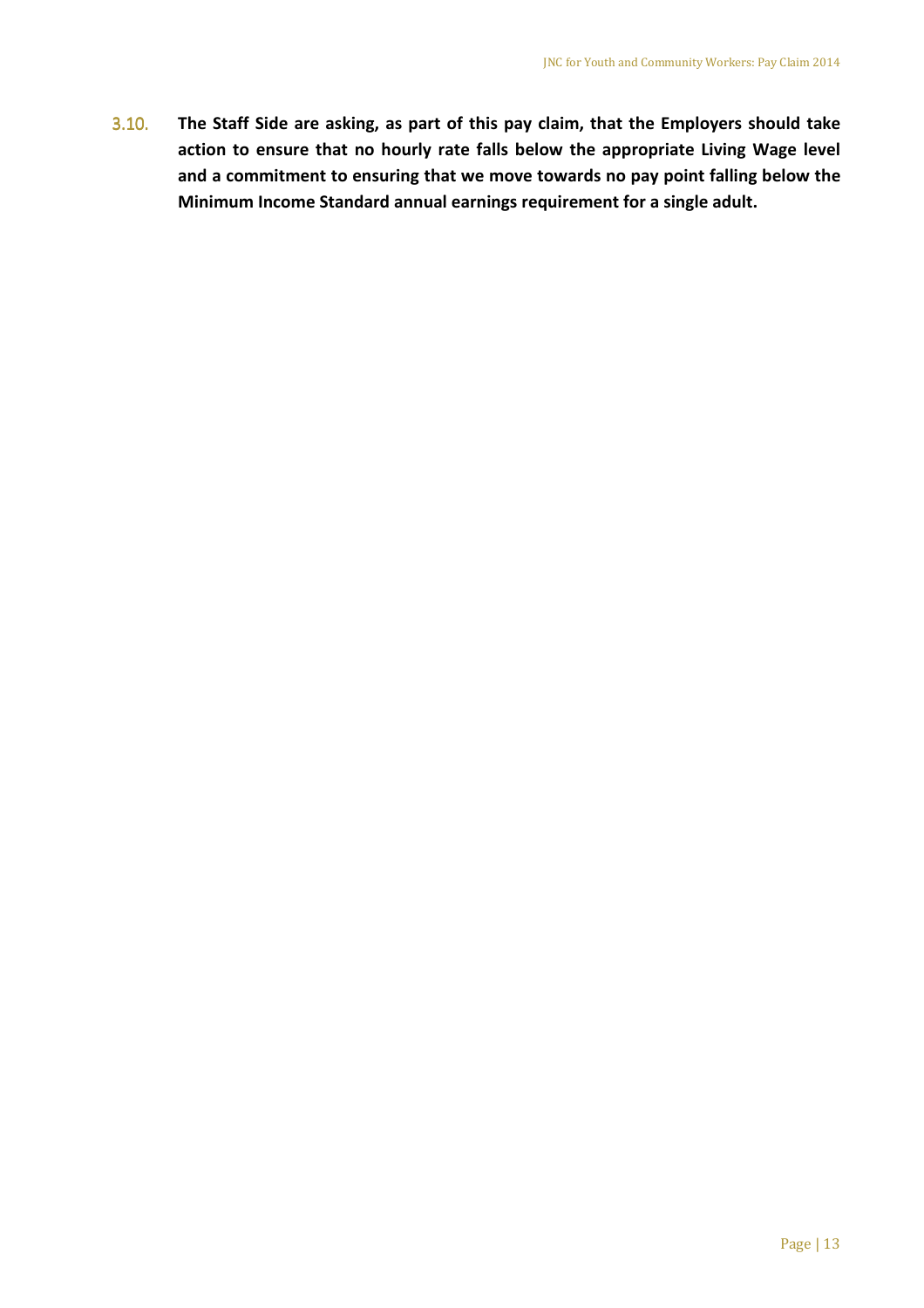3.10. **The Staff Side are asking, as part of this pay claim, that the Employers should take action to ensure that no hourly rate falls below the appropriate Living Wage level and a commitment to ensuring that we move towards no pay point falling below the Minimum Income Standard annual earnings requirement for a single adult.**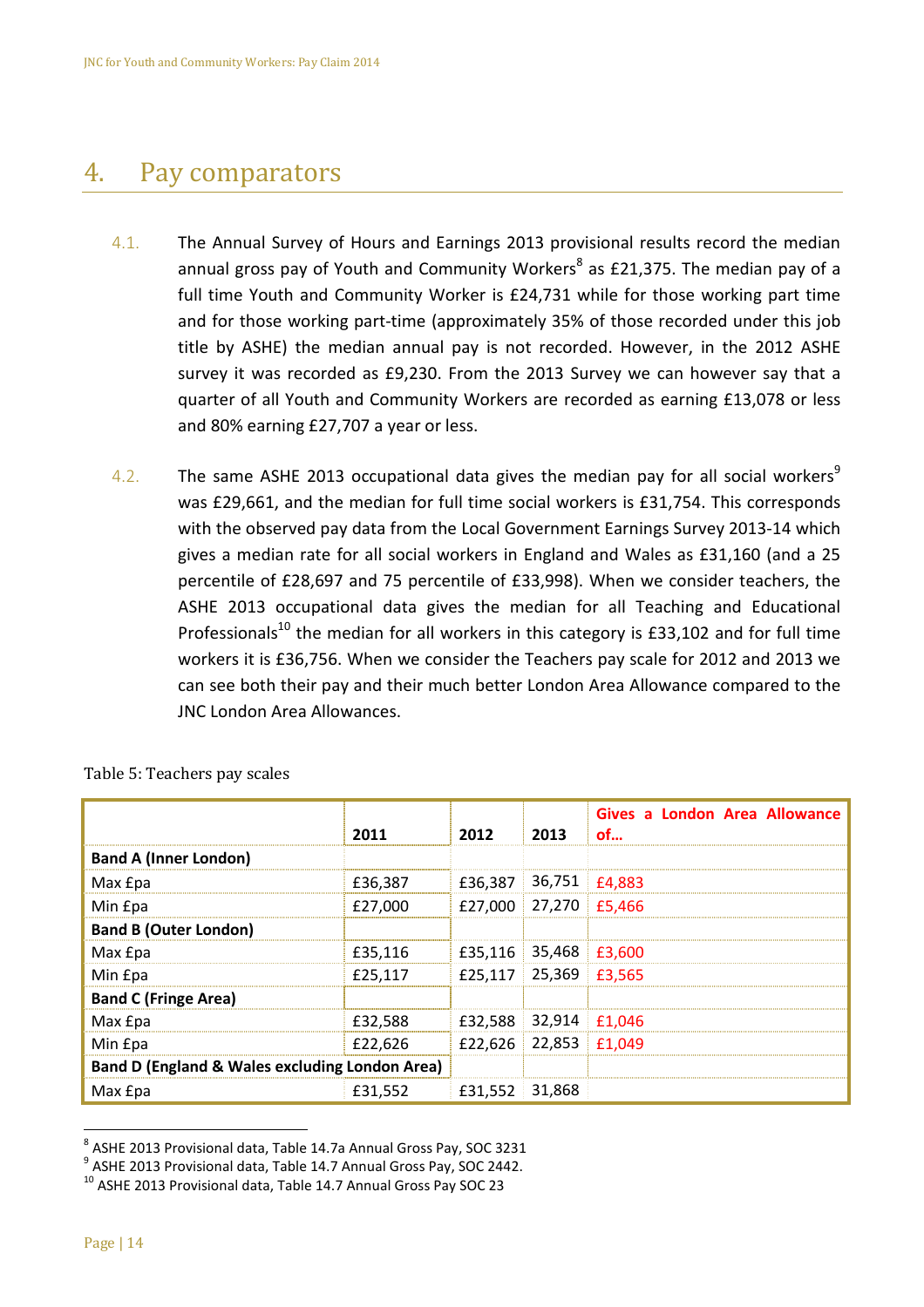# 4. Pay comparators

4.1. The Annual Survey of Hours and Earnings 2013 provisional results record the median annual gross pay of Youth and Community Workers[8] as £21,375. The median pay of a full time Youth and Community Worker is £24,731 while for those working part time and for those working part-time (approximately 35% of those recorded under this job title by ASHE) the median annual pay is not recorded. However, in the 2012 ASHE survey it was recorded as £9,230. From the 2013 Survey we can however say that a quarter of all Youth and Community Workers are recorded as earning £13,078 or less and 80% earning £27,707 a year or less.

4.2. The same ASHE 2013 occupational data gives the median pay for all social workers[9] was £29,661, and the median for full time social workers is £31,754. This corresponds with the observed pay data from the Local Government Earnings Survey 2013-14 which gives a median rate for all social workers in England and Wales as £31,160 (and a 25 percentile of £28,697 and 75 percentile of £33,998). When we consider teachers, the ASHE 2013 occupational data gives the median for all Teaching and Educational Professionals[10] the median for all workers in this category is £33,102 and for full time workers it is £36,756. When we consider the Teachers pay scale for 2012 and 2013 we can see both their pay and their much better London Area Allowance compared to the JNC London Area Allowances.

Table 5: Teachers pay scales

| | 2011 | 2012 | 2013 | Gives a London Area Allowance of… |
|---|---|---|---|---|
| **Band A (Inner London)** | | | | |
| Max £pa | £36,387 | £36,387 | 36,751 | £4,883 |
| Min £pa | £27,000 | £27,000 | 27,270 | £5,466 |
| **Band B (Outer London)** | | | | |
| Max £pa | £35,116 | £35,116 | 35,468 | £3,600 |
| Min £pa | £25,117 | £25,117 | 25,369 | £3,565 |
| **Band C (Fringe Area)** | | | | |
| Max £pa | £32,588 | £32,588 | 32,914 | £1,046 |
| Min £pa | £22,626 | £22,626 | 22,853 | £1,049 |
| **Band D (England & Wales excluding London Area)** | | | | |
| Max £pa | £31,552 | £31,552 | 31,868 | |

[8] ASHE 2013 Provisional data, Table 14.7a Annual Gross Pay, SOC 3231

[9] ASHE 2013 Provisional data, Table 14.7 Annual Gross Pay, SOC 2442.

[10] ASHE 2013 Provisional data, Table 14.7 Annual Gross Pay SOC 23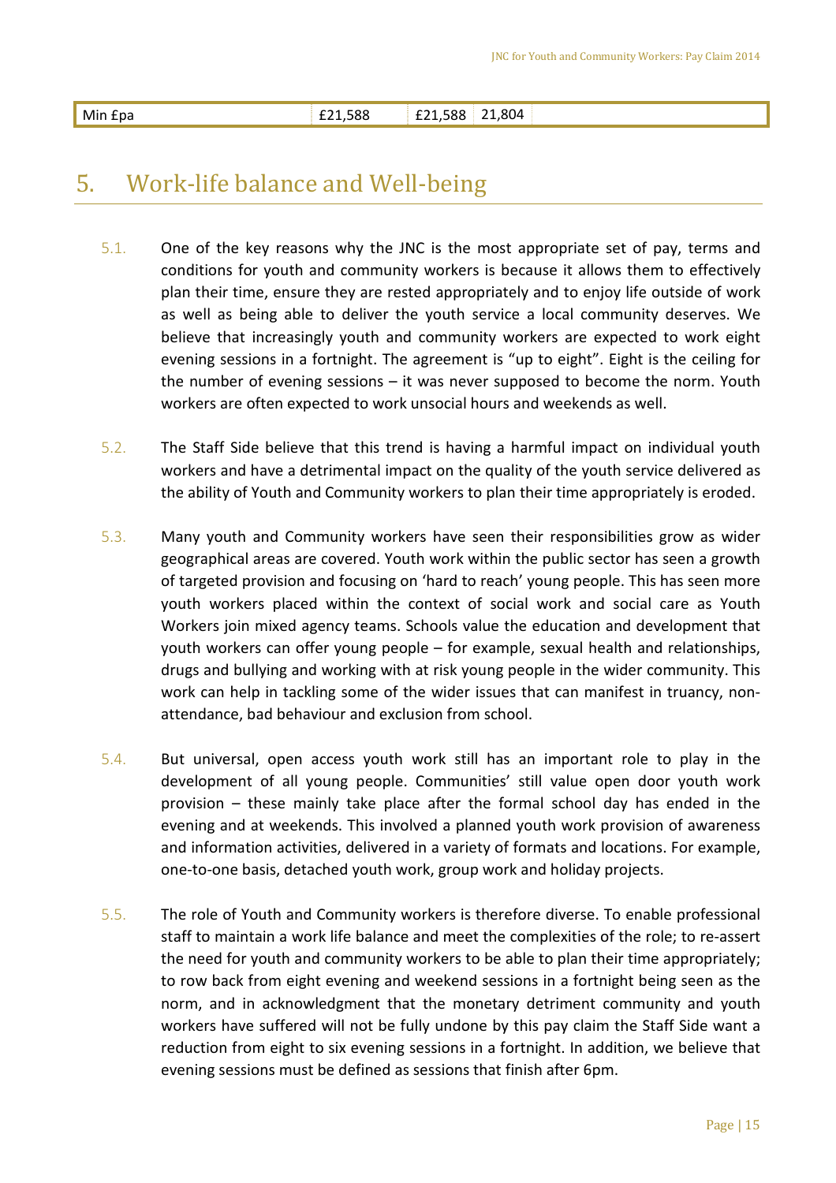| Min £pa | £21,588 | £21,588 | 21,804 | |
|---|---|---|---|---|

## 5. Work-life balance and Well-being

5.1. One of the key reasons why the JNC is the most appropriate set of pay, terms and conditions for youth and community workers is because it allows them to effectively plan their time, ensure they are rested appropriately and to enjoy life outside of work as well as being able to deliver the youth service a local community deserves. We believe that increasingly youth and community workers are expected to work eight evening sessions in a fortnight. The agreement is "up to eight". Eight is the ceiling for the number of evening sessions – it was never supposed to become the norm. Youth workers are often expected to work unsocial hours and weekends as well.

5.2. The Staff Side believe that this trend is having a harmful impact on individual youth workers and have a detrimental impact on the quality of the youth service delivered as the ability of Youth and Community workers to plan their time appropriately is eroded.

5.3. Many youth and Community workers have seen their responsibilities grow as wider geographical areas are covered. Youth work within the public sector has seen a growth of targeted provision and focusing on 'hard to reach' young people. This has seen more youth workers placed within the context of social work and social care as Youth Workers join mixed agency teams. Schools value the education and development that youth workers can offer young people – for example, sexual health and relationships, drugs and bullying and working with at risk young people in the wider community. This work can help in tackling some of the wider issues that can manifest in truancy, non-attendance, bad behaviour and exclusion from school.

5.4. But universal, open access youth work still has an important role to play in the development of all young people. Communities' still value open door youth work provision – these mainly take place after the formal school day has ended in the evening and at weekends. This involved a planned youth work provision of awareness and information activities, delivered in a variety of formats and locations. For example, one-to-one basis, detached youth work, group work and holiday projects.

5.5. The role of Youth and Community workers is therefore diverse. To enable professional staff to maintain a work life balance and meet the complexities of the role; to re-assert the need for youth and community workers to be able to plan their time appropriately; to row back from eight evening and weekend sessions in a fortnight being seen as the norm, and in acknowledgment that the monetary detriment community and youth workers have suffered will not be fully undone by this pay claim the Staff Side want a reduction from eight to six evening sessions in a fortnight. In addition, we believe that evening sessions must be defined as sessions that finish after 6pm.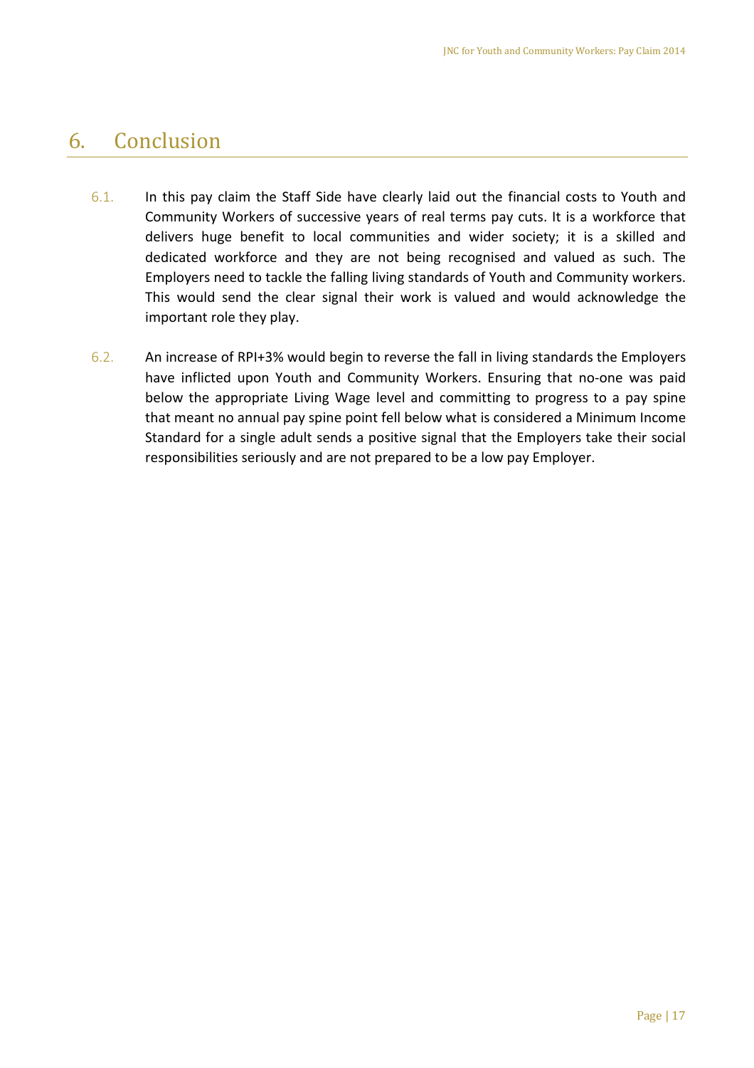# 6. Conclusion

6.1. In this pay claim the Staff Side have clearly laid out the financial costs to Youth and Community Workers of successive years of real terms pay cuts. It is a workforce that delivers huge benefit to local communities and wider society; it is a skilled and dedicated workforce and they are not being recognised and valued as such. The Employers need to tackle the falling living standards of Youth and Community workers. This would send the clear signal their work is valued and would acknowledge the important role they play.

6.2. An increase of RPI+3% would begin to reverse the fall in living standards the Employers have inflicted upon Youth and Community Workers. Ensuring that no-one was paid below the appropriate Living Wage level and committing to progress to a pay spine that meant no annual pay spine point fell below what is considered a Minimum Income Standard for a single adult sends a positive signal that the Employers take their social responsibilities seriously and are not prepared to be a low pay Employer.